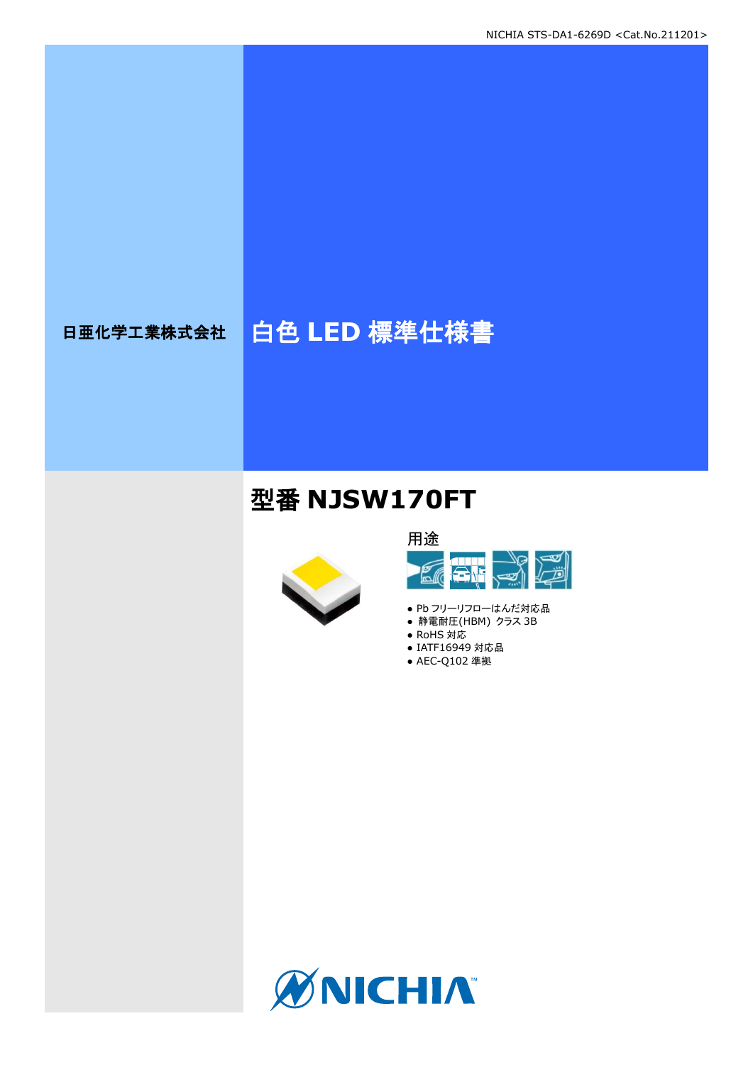NICHIA STS-DA1-6269D <Cat.No.211201>

日亜化学工業株式会社

# 白色 LED 標準仕様書

## 型番 NJSW170FT

用途

- Pb フリーリフローはんだ対応品
- 静電耐圧(HBM) クラス 3B
- RoHS 対応
- IATF16949 対応品
- AEC-Q102 準拠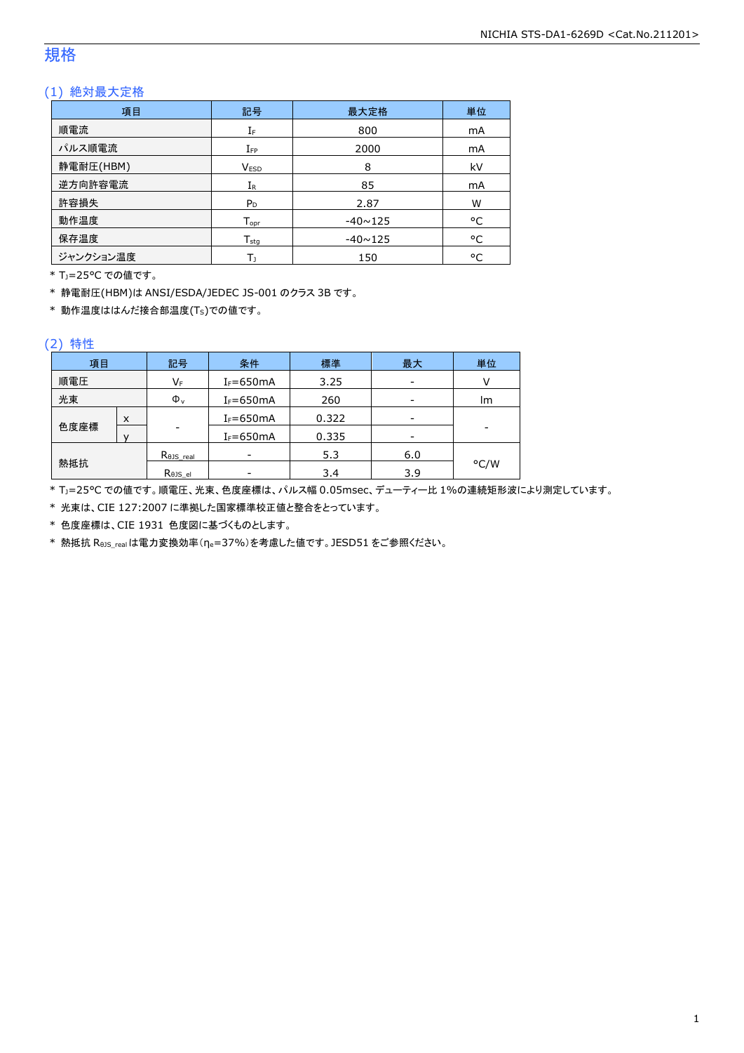# 規格

## (1) 絶対最大定格

| 項目 | 記号 | 最大定格 | 単位 |
|---|---|---|---|
| 順電流 | $I_F$ | 800 | mA |
| パルス順電流 | $I_{FP}$ | 2000 | mA |
| 静電耐圧(HBM) | $V_{ESD}$ | 8 | kV |
| 逆方向許容電流 | $I_R$ | 85 | mA |
| 許容損失 | $P_D$ | 2.87 | W |
| 動作温度 | $T_{opr}$ | -40~125 | °C |
| 保存温度 | $T_{stg}$ | -40~125 | °C |
| ジャンクション温度 | $T_J$ | 150 | °C |

\* $T_J$=25°C での値です。

\* 静電耐圧(HBM)は ANSI/ESDA/JEDEC JS-001 のクラス 3B です。

\* 動作温度ははんだ接合部温度($T_S$)での値です。

## (2) 特性

| 項目 | | 記号 | 条件 | 標準 | 最大 | 単位 |
|---|---|---|---|---|---|---|
| 順電圧 | | $V_F$ | $I_F$=650mA | 3.25 | - | V |
| 光束 | | $\Phi_v$ | $I_F$=650mA | 260 | - | lm |
| 色度座標 | x | - | $I_F$=650mA | 0.322 | - | - |
| | y | | $I_F$=650mA | 0.335 | - | |
| 熱抵抗 | | $R_{\theta JS\_real}$ | - | 5.3 | 6.0 | °C/W |
| | | $R_{\theta JS\_el}$ | - | 3.4 | 3.9 | |

\* $T_J$=25°C での値です。順電圧、光束、色度座標は、パルス幅 0.05msec、デューティー比 1%の連続矩形波により測定しています。

\* 光束は、CIE 127:2007 に準拠した国家標準校正値と整合をとっています。

\* 色度座標は、CIE 1931 色度図に基づくものとします。

\* 熱抵抗 $R_{\theta JS\_real}$ は電力変換効率($\eta_e$=37%)を考慮した値です。JESD51 をご参照ください。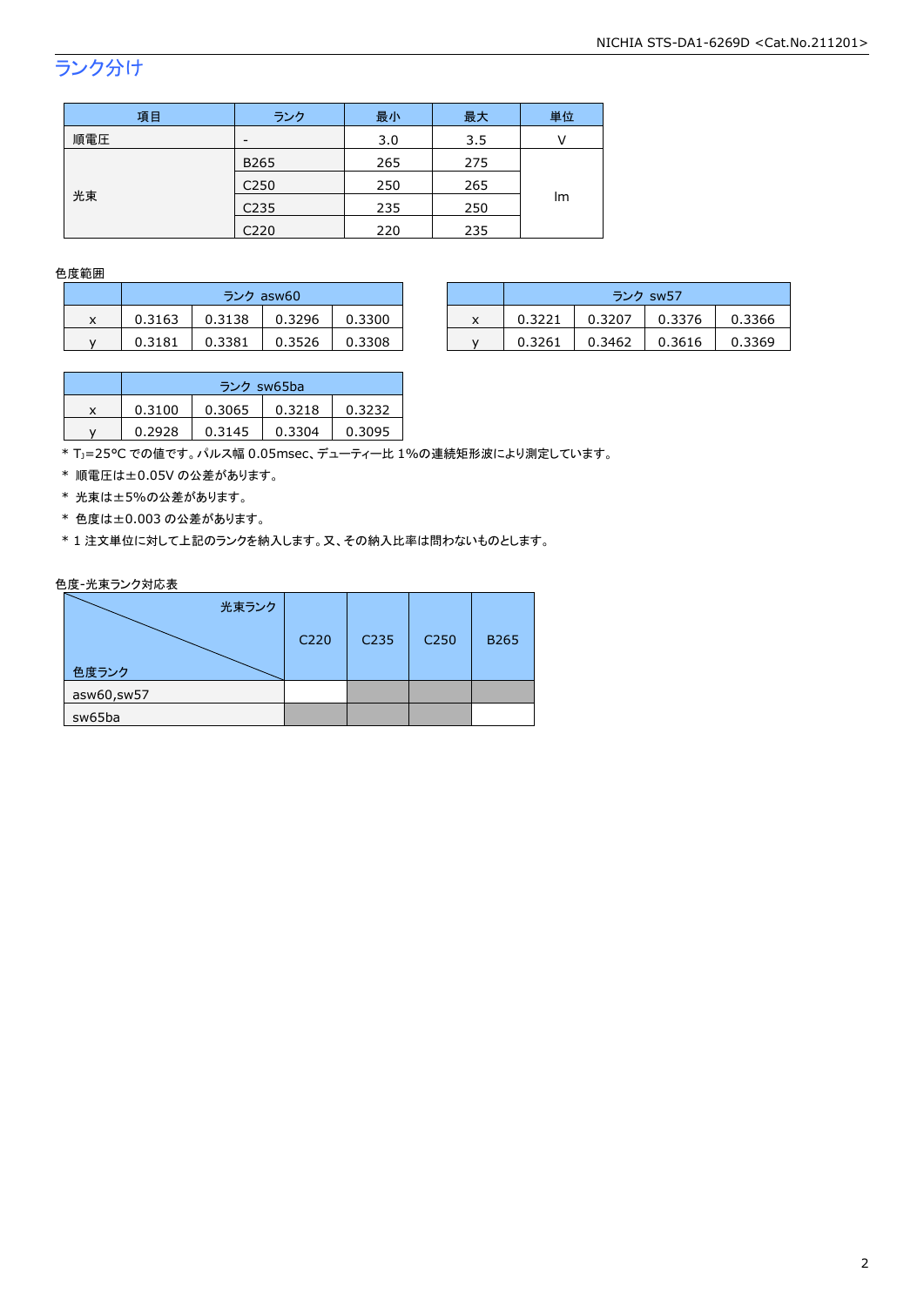## ランク分け

| 項目 | ランク | 最小 | 最大 | 単位 |
|---|---|---|---|---|
| 順電圧 | - | 3.0 | 3.5 | V |
| 光束 | B265 | 265 | 275 | lm |
| | C250 | 250 | 265 | |
| | C235 | 235 | 250 | |
| | C220 | 220 | 235 | |

色度範囲

| | ランク asw60 | | | |
|---|---|---|---|---|
| x | 0.3163 | 0.3138 | 0.3296 | 0.3300 |
| y | 0.3181 | 0.3381 | 0.3526 | 0.3308 |

| | ランク sw57 | | | |
|---|---|---|---|---|
| x | 0.3221 | 0.3207 | 0.3376 | 0.3366 |
| y | 0.3261 | 0.3462 | 0.3616 | 0.3369 |

| | ランク sw65ba | | | |
|---|---|---|---|---|
| x | 0.3100 | 0.3065 | 0.3218 | 0.3232 |
| y | 0.2928 | 0.3145 | 0.3304 | 0.3095 |

* $T_J$=25°C での値です。パルス幅 0.05msec、デューティー比 1%の連続矩形波により測定しています。
* 順電圧は±0.05V の公差があります。
* 光束は±5%の公差があります。
* 色度は±0.003 の公差があります。
* 1 注文単位に対して上記のランクを納入します。又、その納入比率は問わないものとします。

色度-光束ランク対応表

| 色度ランク \ 光束ランク | C220 | C235 | C250 | B265 |
|---|---|---|---|---|
| asw60,sw57 | | ■ | ■ | ■ |
| sw65ba | ■ | ■ | ■ | |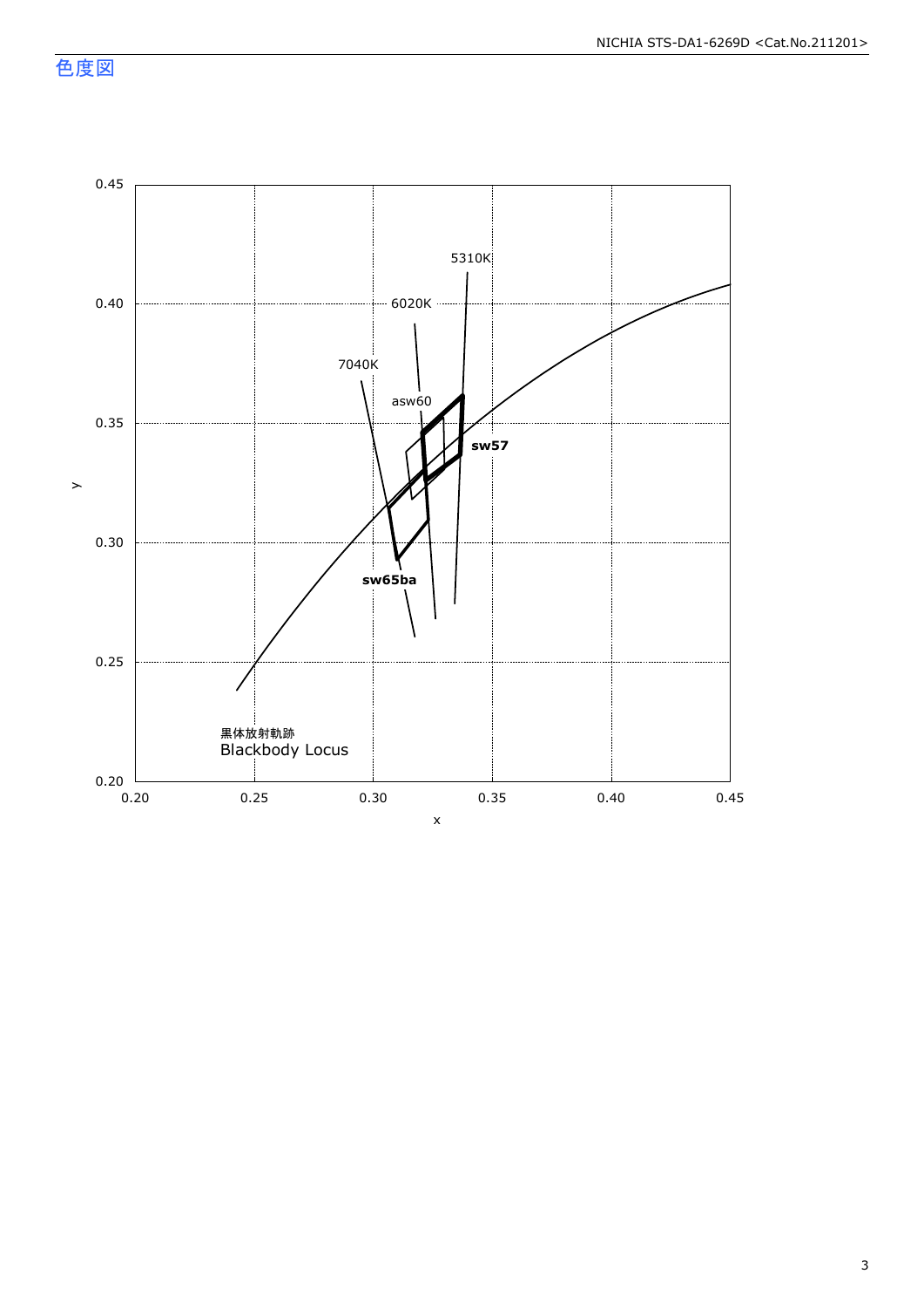## 色度図

黒体放射軌跡
Blackbody Locus

7040K

6020K

5310K

asw60

sw57

sw65ba

x

y

0.20 0.25 0.30 0.35 0.40 0.45

0.20 0.25 0.30 0.35 0.40 0.45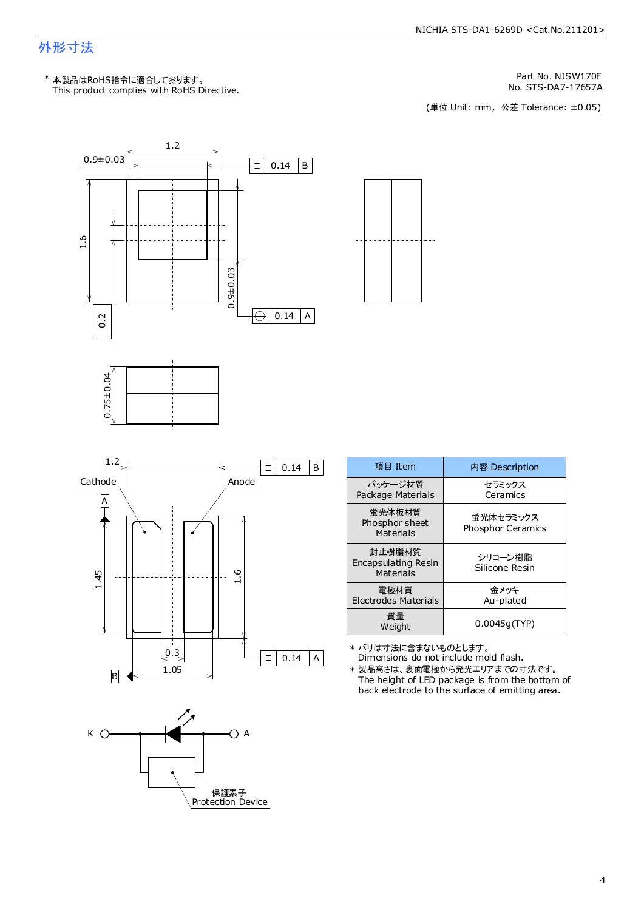# 外形寸法

\* 本製品はRoHS指令に適合しております。
This product complies with RoHS Directive.

Part No. NJSW170F
No. STS-DA7-17657A

(単位 Unit: mm, 公差 Tolerance: ±0.05)

| 項目 Item | 内容 Description |
|---|---|
| パッケージ材質 Package Materials | セラミックス Ceramics |
| 蛍光体板材質 Phosphor sheet Materials | 蛍光体セラミックス Phosphor Ceramics |
| 封止樹脂材質 Encapsulating Resin Materials | シリコーン樹脂 Silicone Resin |
| 電極材質 Electrodes Materials | 金メッキ Au-plated |
| 質量 Weight | 0.0045g(TYP) |

\* バリは寸法に含まないものとします。
Dimensions do not include mold flash.

\* 製品高さは、裏面電極から発光エリアまでの寸法です。
The height of LED package is from the bottom of back electrode to the surface of emitting area.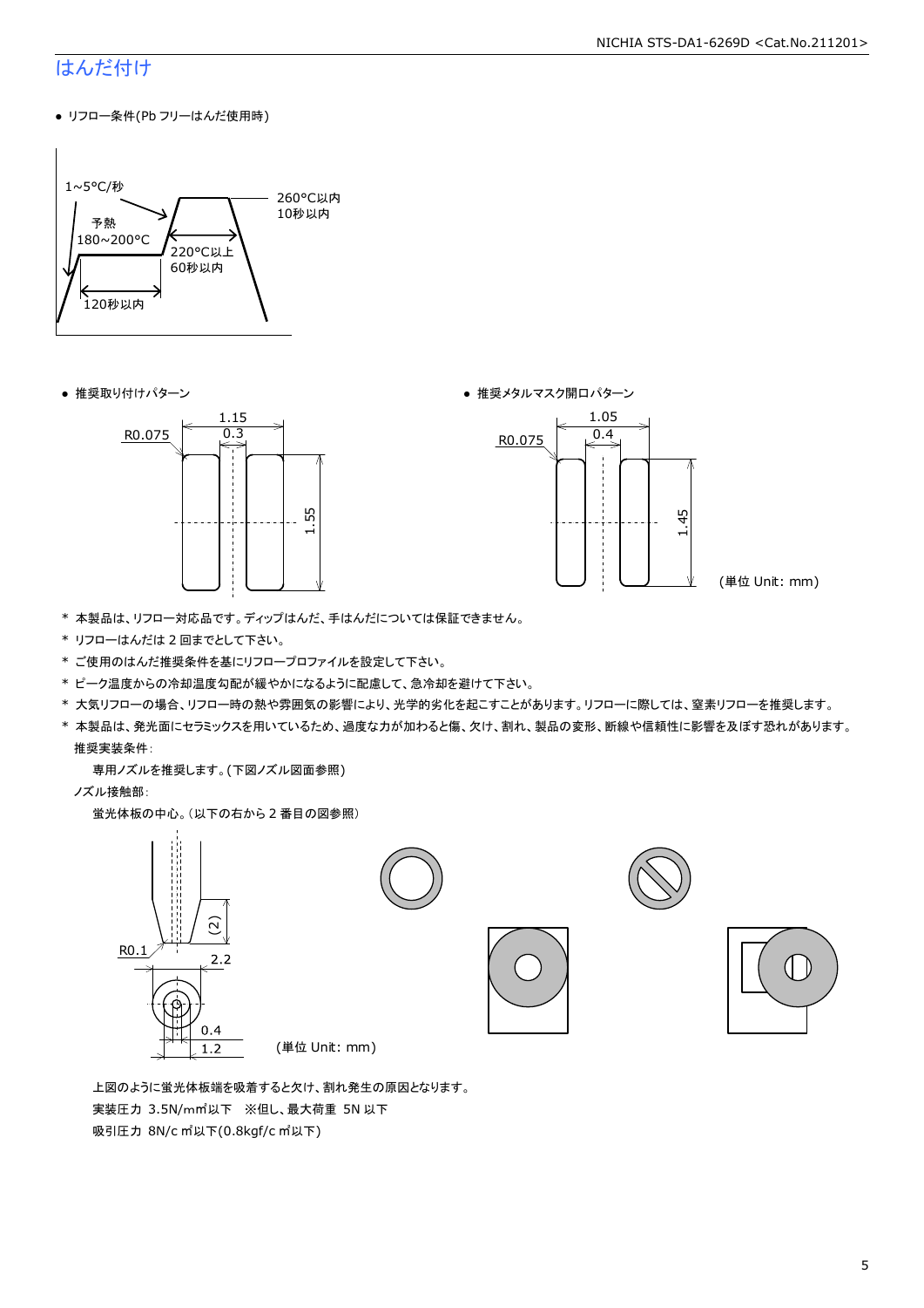## はんだ付け

- リフロー条件(Pb フリーはんだ使用時)

1~5°C/秒
予熱
180~200°C
120秒以内
220°C以上
60秒以内
260°C以内
10秒以内

- 推奨取り付けパターン

R0.075
1.15
0.3
1.55

- 推奨メタルマスク開口パターン

R0.075
1.05
0.4
1.45

(単位 Unit: mm)

* 本製品は、リフロー対応品です。ディップはんだ、手はんだについては保証できません。
* リフローはんだは 2 回までとして下さい。
* ご使用のはんだ推奨条件を基にリフロープロファイルを設定して下さい。
* ピーク温度からの冷却温度勾配が緩やかになるように配慮して、急冷却を避けて下さい。
* 大気リフローの場合、リフロー時の熱や雰囲気の影響により、光学的劣化を起こすことがあります。リフローに際しては、窒素リフローを推奨します。
* 本製品は、発光面にセラミックスを用いているため、過度な力が加わると傷、欠け、割れ、製品の変形、断線や信頼性に影響を及ぼす恐れがあります。

  推奨実装条件:

  　専用ノズルを推奨します。(下図ノズル図面参照)

  ノズル接触部:

  　蛍光体板の中心。(以下の右から 2 番目の図参照)

R0.1
(2)
2.2
0.4
1.2

(単位 Unit: mm)

上図のように蛍光体板端を吸着すると欠け、割れ発生の原因となります。

実装圧力 3.5N/mm²以下　※但し、最大荷重 5N 以下

吸引圧力 8N/cm²以下(0.8kgf/cm²以下)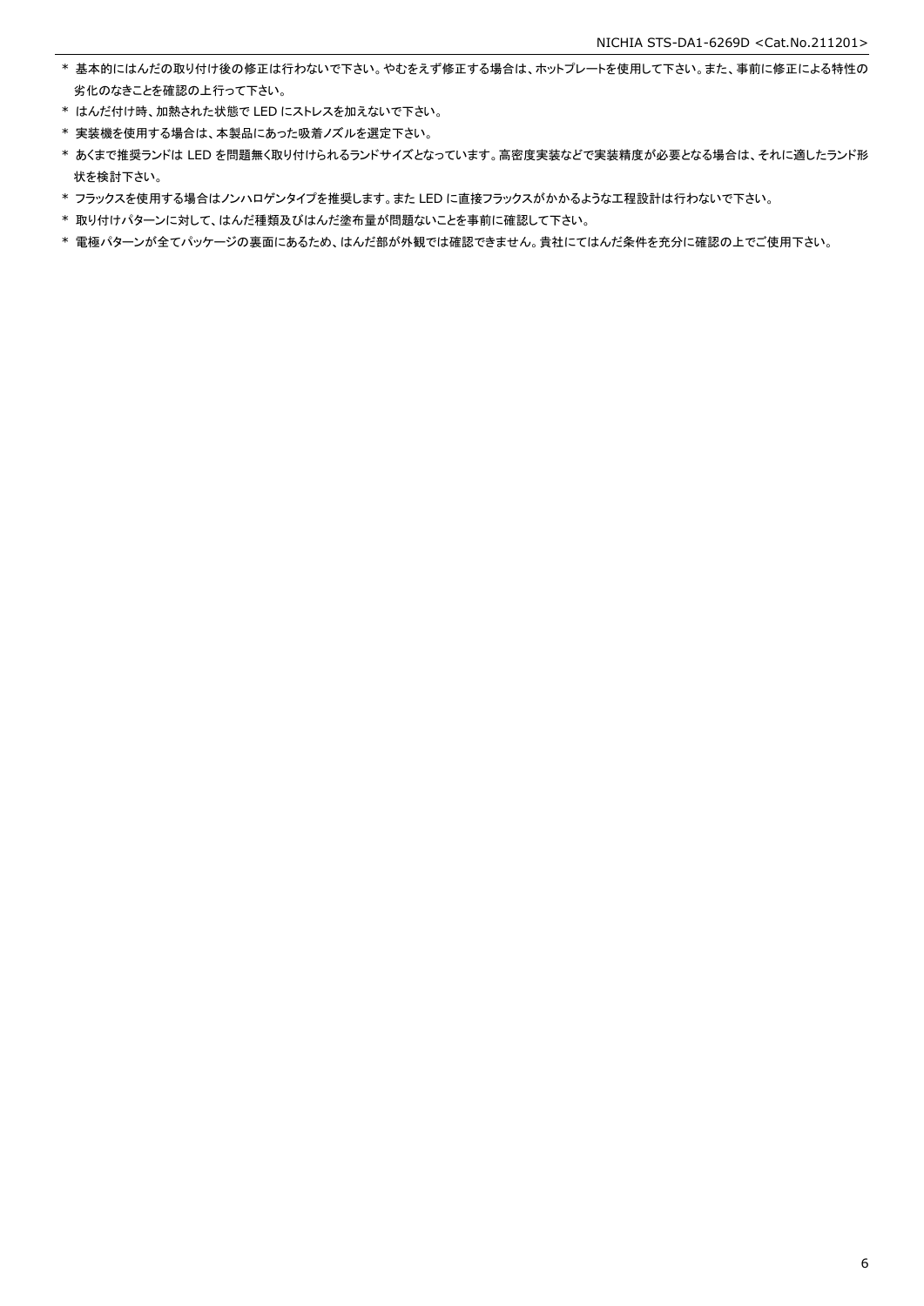* 基本的にはんだの取り付け後の修正は行わないで下さい。やむをえず修正する場合は、ホットプレートを使用して下さい。また、事前に修正による特性の劣化のなきことを確認の上行って下さい。
* はんだ付け時、加熱された状態で LED にストレスを加えないで下さい。
* 実装機を使用する場合は、本製品にあった吸着ノズルを選定下さい。
* あくまで推奨ランドは LED を問題無く取り付けられるランドサイズとなっています。高密度実装などで実装精度が必要となる場合は、それに適したランド形状を検討下さい。
* フラックスを使用する場合はノンハロゲンタイプを推奨します。また LED に直接フラックスがかかるような工程設計は行わないで下さい。
* 取り付けパターンに対して、はんだ種類及びはんだ塗布量が問題ないことを事前に確認して下さい。
* 電極パターンが全てパッケージの裏面にあるため、はんだ部が外観では確認できません。貴社にてはんだ条件を充分に確認の上でご使用下さい。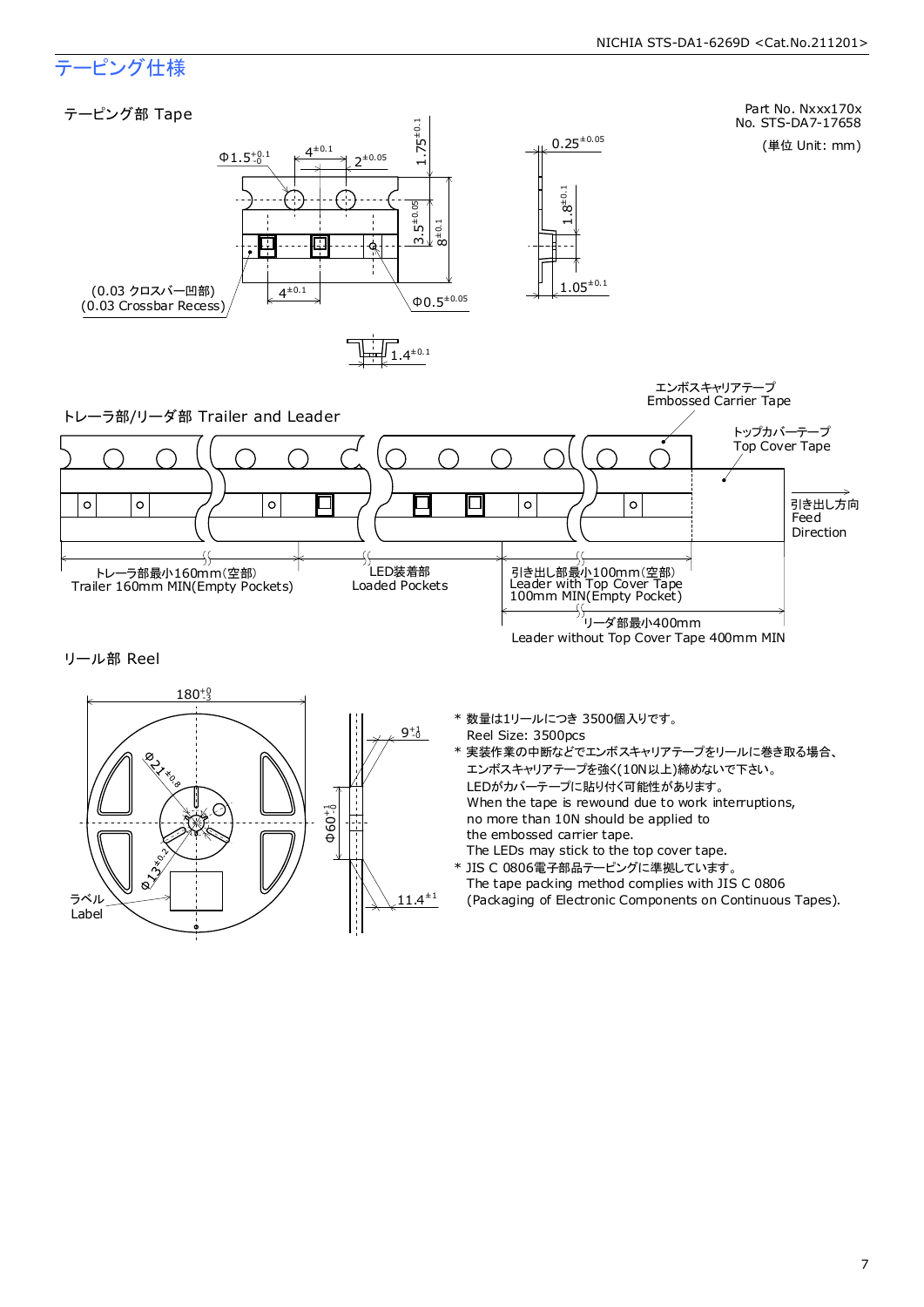# テーピング仕様

## テーピング部 Tape

Part No. Nxxx170x
No. STS-DA7-17658

(単位 Unit: mm)

$\Phi 1.5^{+0.1}_{-0}$ $4^{\pm 0.1}$ $2^{\pm 0.05}$ $1.75^{\pm 0.1}$ $3.5^{\pm 0.05}$ $8^{\pm 0.1}$ $4^{\pm 0.1}$ $\Phi 0.5^{\pm 0.05}$ $0.25^{\pm 0.05}$ $1.8^{\pm 0.1}$ $1.05^{\pm 0.1}$ $1.4^{\pm 0.1}$

(0.03 クロスバー凹部)
(0.03 Crossbar Recess)

## トレーラ部/リーダ部 Trailer and Leader

エンボスキャリアテープ
Embossed Carrier Tape

トップカバーテープ
Top Cover Tape

引き出し方向
Feed Direction

トレーラ部最小160mm(空部)
Trailer 160mm MIN(Empty Pockets)

LED装着部
Loaded Pockets

引き出し部最小100mm(空部)
Leader with Top Cover Tape 100mm MIN(Empty Pocket)

リーダ部最小400mm
Leader without Top Cover Tape 400mm MIN

## リール部 Reel

$180^{+0}_{-3}$ $\Phi 21^{\pm 0.8}$ $\Phi 13^{\pm 0.2}$ $\Phi 60^{+1}_{-0}$ $9^{+1}_{-0}$ $11.4^{\pm 1}$

ラベル
Label

\* 数量は1リールにつき 3500個入りです。
Reel Size: 3500pcs

\* 実装作業の中断などでエンボスキャリアテープをリールに巻き取る場合、
エンボスキャリアテープを強く(10N以上)締めないで下さい。
LEDがカバーテープに貼り付く可能性があります。
When the tape is rewound due to work interruptions,
no more than 10N should be applied to
the embossed carrier tape.
The LEDs may stick to the top cover tape.

\* JIS C 0806電子部品テーピングに準拠しています。
The tape packing method complies with JIS C 0806
(Packaging of Electronic Components on Continuous Tapes).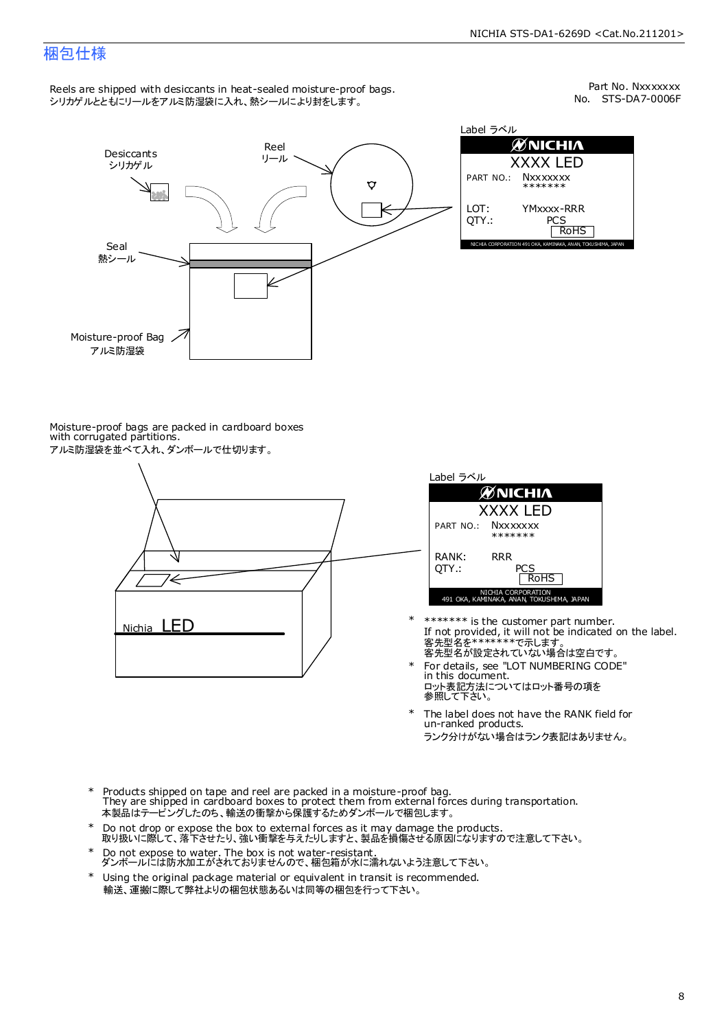# 梱包仕様

Reels are shipped with desiccants in heat-sealed moisture-proof bags.
シリカゲルとともにリールをアルミ防湿袋に入れ、熱シールにより封をします。

Part No. Nxxxxxxx
No. STS-DA7-0006F

Desiccants
シリカゲル

Reel
リール

Seal
熱シール

Moisture-proof Bag
アルミ防湿袋

Label ラベル

NICHIA
XXXX LED
PART NO.: Nxxxxxxx
\*\*\*\*\*\*\*
LOT: YMxxxx-RRR
QTY.: PCS
RoHS
NICHIA CORPORATION 491 OKA, KAMINAKA, ANAN, TOKUSHIMA, JAPAN

Moisture-proof bags are packed in cardboard boxes with corrugated partitions.
アルミ防湿袋を並べて入れ、ダンボールで仕切ります。

Nichia LED

Label ラベル

NICHIA
XXXX LED
PART NO.: Nxxxxxxx
\*\*\*\*\*\*\*
RANK: RRR
QTY.: PCS
RoHS
NICHIA CORPORATION
491 OKA, KAMINAKA, ANAN, TOKUSHIMA, JAPAN

- \*\*\*\*\*\*\* is the customer part number.
  If not provided, it will not be indicated on the label.
  客先型名を\*\*\*\*\*\*\*で示します。
  客先型名が設定されていない場合は空白です。
- For details, see "LOT NUMBERING CODE" in this document.
  ロット表記方法についてはロット番号の項を参照して下さい。
- The label does not have the RANK field for un-ranked products.
  ランク分けがない場合はランク表記はありません。

- Products shipped on tape and reel are packed in a moisture-proof bag.
  They are shipped in cardboard boxes to protect them from external forces during transportation.
  本製品はテーピングしたのち、輸送の衝撃から保護するためダンボールで梱包します。
- Do not drop or expose the box to external forces as it may damage the products.
  取り扱いに際して、落下させたり、強い衝撃を与えたりしますと、製品を損傷させる原因になりますので注意して下さい。
- Do not expose to water. The box is not water-resistant.
  ダンボールには防水加工がされておりませんので、梱包箱が水に濡れないよう注意して下さい。
- Using the original package material or equivalent in transit is recommended.
  輸送、運搬に際して弊社よりの梱包状態あるいは同等の梱包を行って下さい。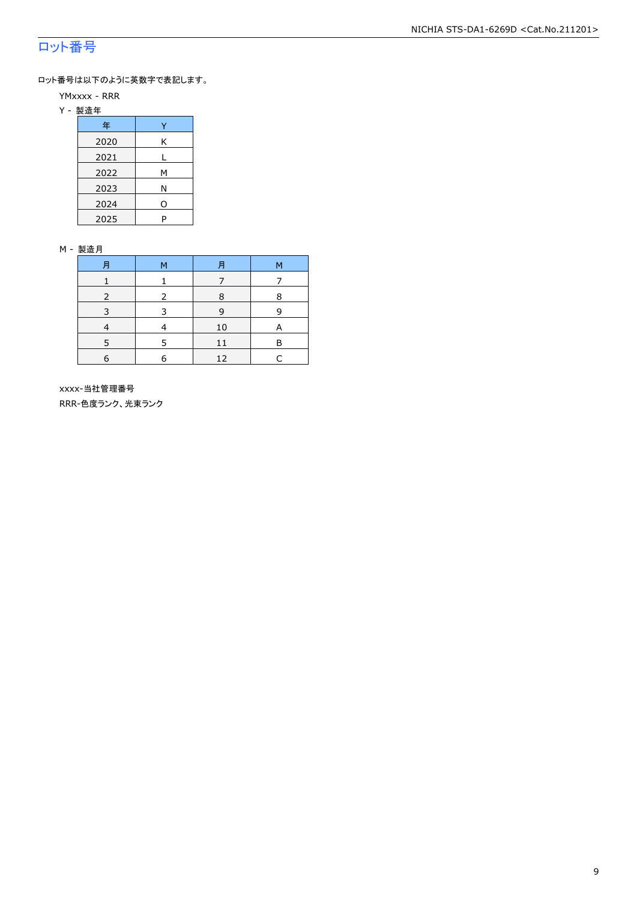# ロット番号

ロット番号は以下のように英数字で表記します。

YMxxxx - RRR

Y - 製造年

| 年 | Y |
|---|---|
| 2020 | K |
| 2021 | L |
| 2022 | M |
| 2023 | N |
| 2024 | O |
| 2025 | P |

M - 製造月

| 月 | M | 月 | M |
|---|---|---|---|
| 1 | 1 | 7 | 7 |
| 2 | 2 | 8 | 8 |
| 3 | 3 | 9 | 9 |
| 4 | 4 | 10 | A |
| 5 | 5 | 11 | B |
| 6 | 6 | 12 | C |

xxxx-当社管理番号

RRR-色度ランク、光束ランク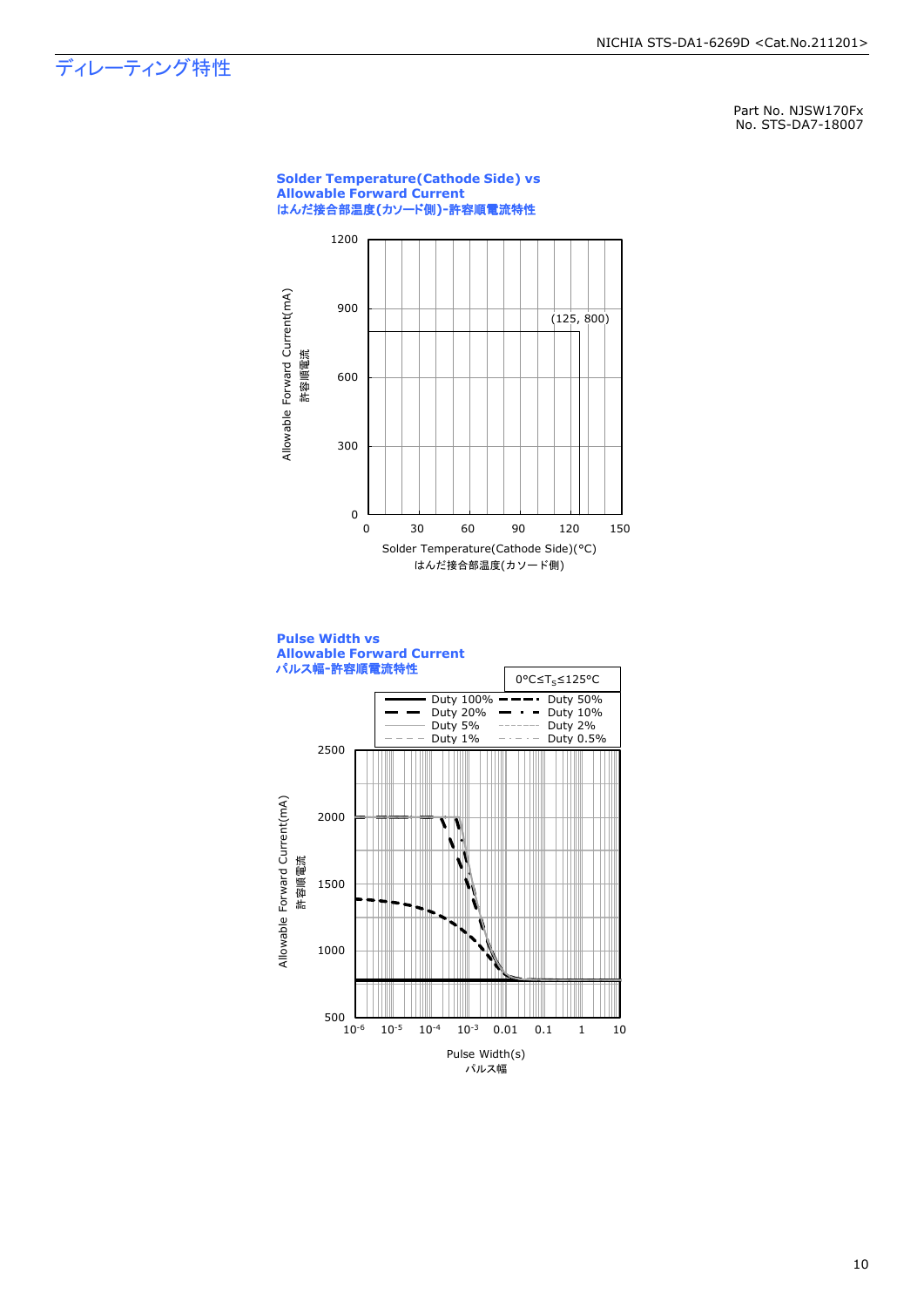# ディレーティング特性

Part No. NJSW170Fx
No. STS-DA7-18007

**Solder Temperature(Cathode Side) vs Allowable Forward Current**
**はんだ接合部温度(カソード側)-許容順電流特性**

Allowable Forward Current(mA)
許容順電流

(125, 800)

Solder Temperature(Cathode Side)(°C)
はんだ接合部温度(カソード側)

**Pulse Width vs Allowable Forward Current**
**パルス幅-許容順電流特性**

$0°C \le T_S \le 125°C$

Duty 100%, Duty 50%, Duty 20%, Duty 10%, Duty 5%, Duty 2%, Duty 1%, Duty 0.5%

Allowable Forward Current(mA)
許容順電流

Pulse Width(s)
パルス幅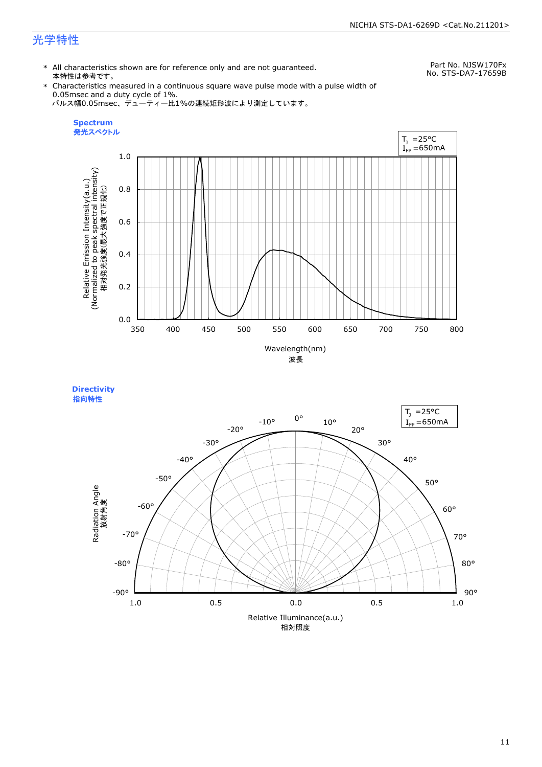## 光学特性

Part No. NJSW170Fx
No. STS-DA7-17659B

* All characteristics shown are for reference only and are not guaranteed.
  本特性は参考です。
* Characteristics measured in a continuous square wave pulse mode with a pulse width of 0.05msec and a duty cycle of 1%.
  パルス幅0.05msec、デューティー比1%の連続矩形波により測定しています。

**Spectrum**
**発光スペクトル**

$T_J$ =25°C
$I_{FP}$ =650mA

Relative Emission Intensity(a.u.)
(Normalized to peak spectral intensity)
相対発光強度(最大強度で正規化)

Wavelength(nm)
波長

**Directivity**
**指向特性**

$T_J$ =25°C
$I_{FP}$ =650mA

Radiation Angle
放射角度

Relative Illuminance(a.u.)
相対照度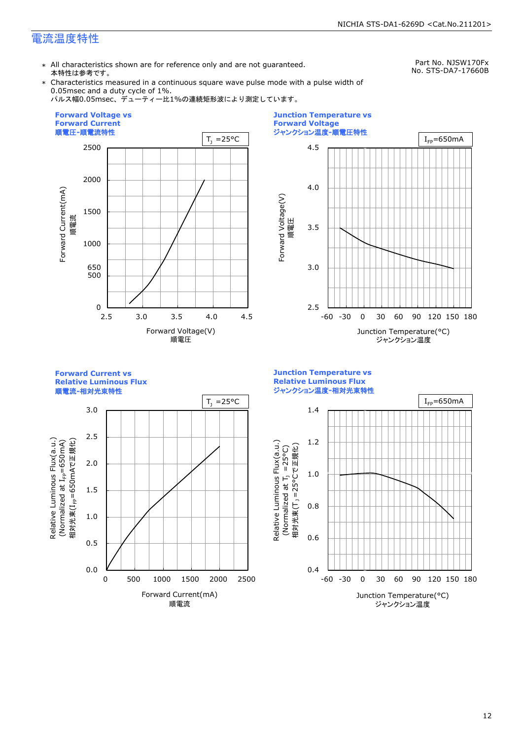# 電流温度特性

Part No. NJSW170Fx
No. STS-DA7-17660B

* All characteristics shown are for reference only and are not guaranteed.
  本特性は参考です。
* Characteristics measured in a continuous square wave pulse mode with a pulse width of 0.05msec and a duty cycle of 1%.
  パルス幅0.05msec、デューティー比1%の連続矩形波により測定しています。

### Forward Voltage vs Forward Current
### 順電圧-順電流特性

$T_J$ =25°C

Forward Current(mA) 順電流: 0, 500, 650, 1000, 1500, 2000, 2500

Forward Voltage(V) 順電圧: 2.5, 3.0, 3.5, 4.0, 4.5

### Junction Temperature vs Forward Voltage
### ジャンクション温度-順電圧特性

$I_{FP}$=650mA

Forward Voltage(V) 順電圧: 2.5, 3.0, 3.5, 4.0, 4.5

Junction Temperature(°C) ジャンクション温度: -60, -30, 0, 30, 60, 90, 120, 150, 180

### Forward Current vs Relative Luminous Flux
### 順電流-相対光束特性

$T_J$ =25°C

Relative Luminous Flux(a.u.) (Normalized at $I_{FP}$=650mA) 相対光束($I_{FP}$=650mAで正規化): 0.0, 0.5, 1.0, 1.5, 2.0, 2.5, 3.0

Forward Current(mA) 順電流: 0, 500, 1000, 1500, 2000, 2500

### Junction Temperature vs Relative Luminous Flux
### ジャンクション温度-相対光束特性

$I_{FP}$=650mA

Relative Luminous Flux(a.u.) (Normalized at $T_J$ =25°C) 相対光束($T_J$ =25°Cで正規化): 0.4, 0.6, 0.8, 1.0, 1.2, 1.4

Junction Temperature(°C) ジャンクション温度: -60, -30, 0, 30, 60, 90, 120, 150, 180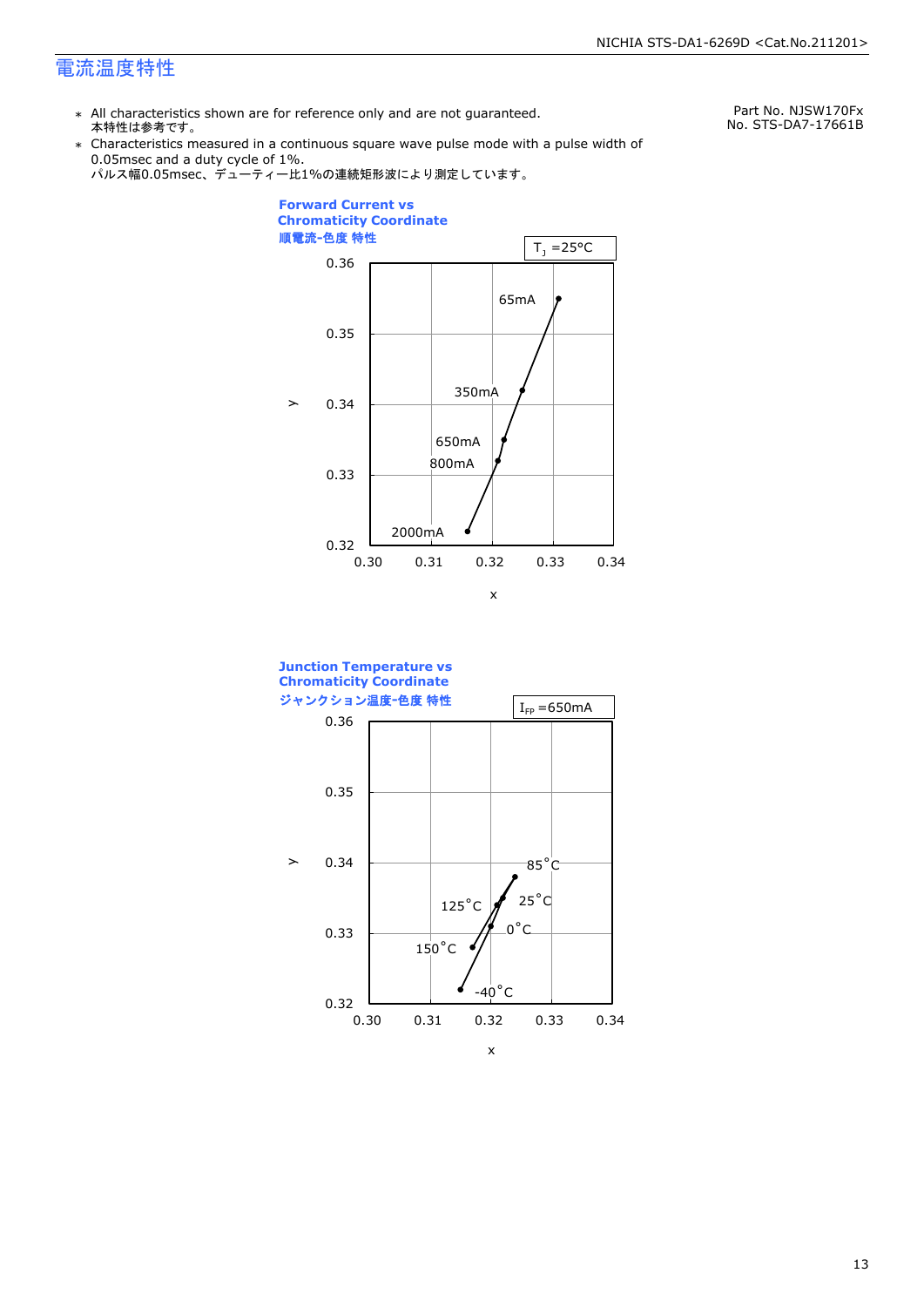## 電流温度特性

- All characteristics shown are for reference only and are not guaranteed.
  本特性は参考です。
- Characteristics measured in a continuous square wave pulse mode with a pulse width of 0.05msec and a duty cycle of 1%.
  パルス幅0.05msec、デューティー比1%の連続矩形波により測定しています。

Part No. NJSW170Fx
No. STS-DA7-17661B

**Forward Current vs Chromaticity Coordinate**
**順電流-色度 特性**

$T_J$ =25°C

| Forward Current | x (approx.) | y (approx.) |
|---|---|---|
| 65mA | 0.331 | 0.355 |
| 350mA | 0.325 | 0.342 |
| 650mA | 0.322 | 0.335 |
| 800mA | 0.321 | 0.332 |
| 2000mA | 0.316 | 0.322 |

**Junction Temperature vs Chromaticity Coordinate**
**ジャンクション温度-色度 特性**

$I_{FP}$ =650mA

| Junction Temperature | x (approx.) | y (approx.) |
|---|---|---|
| 85°C | 0.324 | 0.338 |
| 25°C | 0.322 | 0.335 |
| 125°C | 0.321 | 0.334 |
| 0°C | 0.320 | 0.331 |
| 150°C | 0.317 | 0.328 |
| -40°C | 0.315 | 0.322 |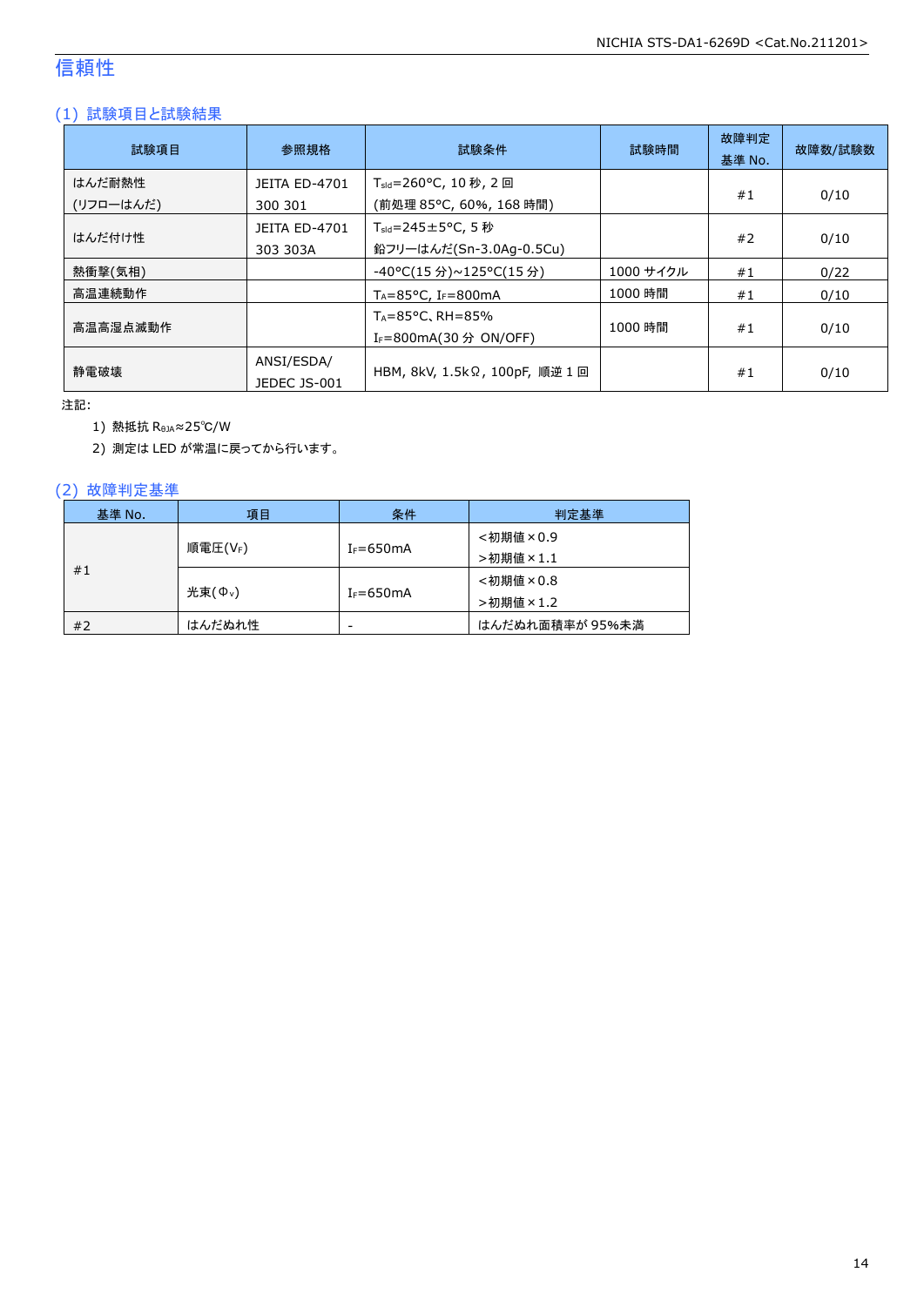# 信頼性

## (1) 試験項目と試験結果

| 試験項目 | 参照規格 | 試験条件 | 試験時間 | 故障判定基準 No. | 故障数/試験数 |
|---|---|---|---|---|---|
| はんだ耐熱性 (リフローはんだ) | JEITA ED-4701 300 301 | $T_{sld}$=260°C, 10 秒, 2 回 (前処理 85°C, 60%, 168 時間) | | #1 | 0/10 |
| はんだ付け性 | JEITA ED-4701 303 303A | $T_{sld}$=245±5°C, 5 秒 鉛フリーはんだ(Sn-3.0Ag-0.5Cu) | | #2 | 0/10 |
| 熱衝撃(気相) | | -40°C(15 分)~125°C(15 分) | 1000 サイクル | #1 | 0/22 |
| 高温連続動作 | | $T_A$=85°C, $I_F$=800mA | 1000 時間 | #1 | 0/10 |
| 高温高湿点滅動作 | | $T_A$=85°C、RH=85% $I_F$=800mA(30 分 ON/OFF) | 1000 時間 | #1 | 0/10 |
| 静電破壊 | ANSI/ESDA/ JEDEC JS-001 | HBM, 8kV, 1.5kΩ, 100pF, 順逆 1 回 | | #1 | 0/10 |

注記:

1) 熱抵抗 $R_{θJA}$≈25℃/W
2) 測定は LED が常温に戻ってから行います。

## (2) 故障判定基準

| 基準 No. | 項目 | 条件 | 判定基準 |
|---|---|---|---|
| #1 | 順電圧($V_F$) | $I_F$=650mA | <初期値×0.9 >初期値×1.1 |
| | 光束($Φ_v$) | $I_F$=650mA | <初期値×0.8 >初期値×1.2 |
| #2 | はんだぬれ性 | - | はんだぬれ面積率が 95%未満 |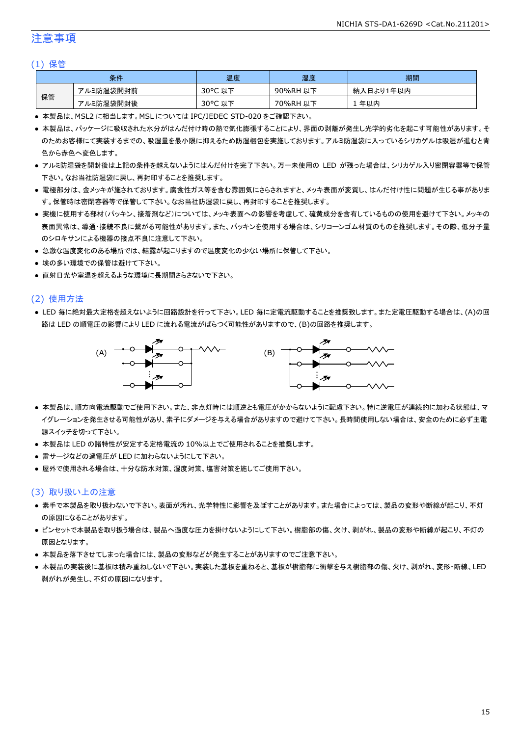# 注意事項

## (1) 保管

| 条件 | | 温度 | 湿度 | 期間 |
|---|---|---|---|---|
| 保管 | アルミ防湿袋開封前 | 30°C 以下 | 90%RH 以下 | 納入日より1年以内 |
| | アルミ防湿袋開封後 | 30°C 以下 | 70%RH 以下 | 1 年以内 |

- 本製品は、MSL2 に相当します。MSL については IPC/JEDEC STD-020 をご確認下さい。
- 本製品は、パッケージに吸収された水分がはんだ付け時の熱で気化膨張することにより、界面の剥離が発生し光学的劣化を起こす可能性があります。そのためお客様にて実装するまでの、吸湿量を最小限に抑えるため防湿梱包を実施しております。アルミ防湿袋に入っているシリカゲルは吸湿が進むと青色から赤色へ変色します。
- アルミ防湿袋を開封後は上記の条件を越えないようにはんだ付けを完了下さい。万一未使用の LED が残った場合は、シリカゲル入り密閉容器等で保管下さい。なお当社防湿袋に戻し、再封印することを推奨します。
- 電極部分は、金メッキが施されております。腐食性ガス等を含む雰囲気にさらされますと、メッキ表面が変質し、はんだ付け性に問題が生じる事があります。保管時は密閉容器等で保管して下さい。なお当社防湿袋に戻し、再封印することを推奨します。
- 実機に使用する部材(パッキン、接着剤など)については、メッキ表面への影響を考慮して、硫黄成分を含有しているものの使用を避けて下さい。メッキの表面異常は、導通・接続不良に繋がる可能性があります。また、パッキンを使用する場合は、シリコーンゴム材質のものを推奨します。その際、低分子量のシロキサンによる機器の接点不良に注意して下さい。
- 急激な温度変化のある場所では、結露が起こりますので温度変化の少ない場所に保管して下さい。
- 埃の多い環境での保管は避けて下さい。
- 直射日光や室温を超えるような環境に長期間さらさないで下さい。

## (2) 使用方法

- LED 毎に絶対最大定格を超えないように回路設計を行って下さい。LED 毎に定電流駆動することを推奨致します。また定電圧駆動する場合は、(A)の回路は LED の順電圧の影響により LED に流れる電流がばらつく可能性がありますので、(B)の回路を推奨します。

(A) (B)

- 本製品は、順方向電流駆動でご使用下さい。また、非点灯時には順逆とも電圧がかからないように配慮下さい。特に逆電圧が連続的に加わる状態は、マイグレーションを発生させる可能性があり、素子にダメージを与える場合がありますので避けて下さい。長時間使用しない場合は、安全のために必ず主電源スイッチを切って下さい。
- 本製品は LED の諸特性が安定する定格電流の 10%以上でご使用されることを推奨します。
- 雷サージなどの過電圧が LED に加わらないようにして下さい。
- 屋外で使用される場合は、十分な防水対策、湿度対策、塩害対策を施してご使用下さい。

## (3) 取り扱い上の注意

- 素手で本製品を取り扱わないで下さい。表面が汚れ、光学特性に影響を及ぼすことがあります。また場合によっては、製品の変形や断線が起こり、不灯の原因になることがあります。
- ピンセットで本製品を取り扱う場合は、製品へ過度な圧力を掛けないようにして下さい。樹脂部の傷、欠け、剥がれ、製品の変形や断線が起こり、不灯の原因となります。
- 本製品を落下させてしまった場合には、製品の変形などが発生することがありますのでご注意下さい。
- 本製品の実装後に基板は積み重ねしないで下さい。実装した基板を重ねると、基板が樹脂部に衝撃を与え樹脂部の傷、欠け、剥がれ、変形・断線、LED 剥がれが発生し、不灯の原因になります。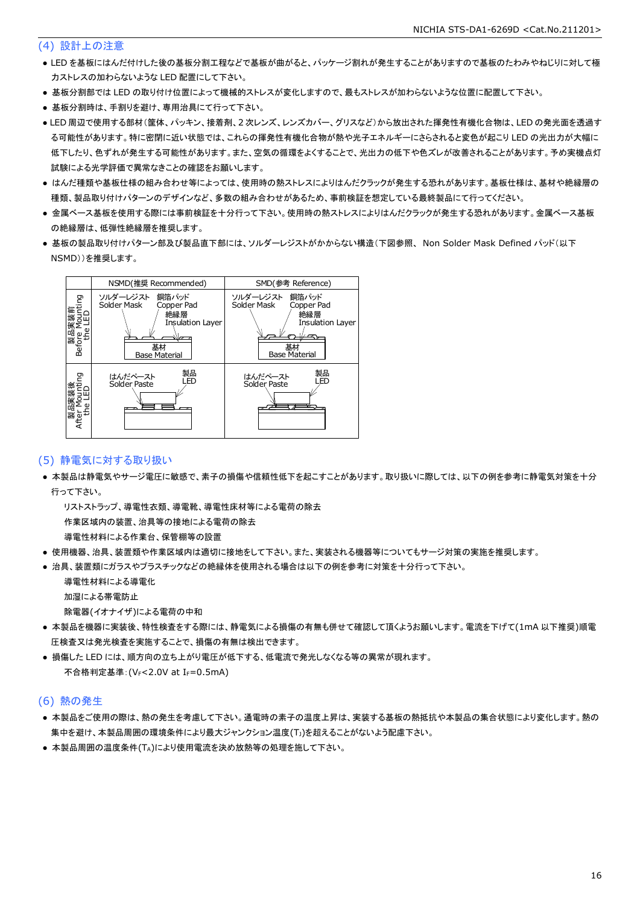## (4) 設計上の注意

- LED を基板にはんだ付けした後の基板分割工程などで基板が曲がると、パッケージ割れが発生することがありますので基板のたわみやねじりに対して極力ストレスの加わらないような LED 配置にして下さい。
- 基板分割部では LED の取り付け位置によって機械的ストレスが変化しますので、最もストレスが加わらないような位置に配置して下さい。
- 基板分割時は、手割りを避け、専用治具にて行って下さい。
- LED 周辺で使用する部材（筐体、パッキン、接着剤、2 次レンズ、レンズカバー、グリスなど）から放出された揮発性有機化合物は、LED の発光面を透過する可能性があります。特に密閉に近い状態では、これらの揮発性有機化合物が熱や光子エネルギーにさらされると変色が起こり LED の光出力が大幅に低下したり、色ずれが発生する可能性があります。また、空気の循環をよくすることで、光出力の低下や色ズレが改善されることがあります。予め実機点灯試験による光学評価で異常なきことの確認をお願いします。
- はんだ種類や基板仕様の組み合わせ等によっては、使用時の熱ストレスによりはんだクラックが発生する恐れがあります。基板仕様は、基材や絶縁層の種類、製品取り付けパターンのデザインなど、多数の組み合わせがあるため、事前検証を想定している最終製品にて行ってください。
- 金属ベース基板を使用する際には事前検証を十分行って下さい。使用時の熱ストレスによりはんだクラックが発生する恐れがあります。金属ベース基板の絶縁層は、低弾性絶縁層を推奨します。
- 基板の製品取り付けパターン部及び製品直下部には、ソルダーレジストがかからない構造（下図参照、 Non Solder Mask Defined パッド（以下 NSMD））を推奨します。

| | NSMD(推奨 Recommended) | SMD(参考 Reference) |
|---|---|---|
| 製品実装前 Before Mounting the LED | ソルダーレジスト Solder Mask / 銅箔パッド Copper Pad / 絶縁層 Insulation Layer / 基材 Base Material | ソルダーレジスト Solder Mask / 銅箔パッド Copper Pad / 絶縁層 Insulation Layer / 基材 Base Material |
| 製品実装後 After Mounting the LED | はんだペースト Solder Paste / 製品 LED | はんだペースト Solder Paste / 製品 LED |

## (5) 静電気に対する取り扱い

- 本製品は静電気やサージ電圧に敏感で、素子の損傷や信頼性低下を起こすことがあります。取り扱いに際しては、以下の例を参考に静電気対策を十分行って下さい。

  リストストラップ、導電性衣類、導電靴、導電性床材等による電荷の除去

  作業区域内の装置、治具等の接地による電荷の除去

  導電性材料による作業台、保管棚等の設置
- 使用機器、治具、装置類や作業区域内は適切に接地をして下さい。また、実装される機器等についてもサージ対策の実施を推奨します。
- 治具、装置類にガラスやプラスチックなどの絶縁体を使用される場合は以下の例を参考に対策を十分行って下さい。

  導電性材料による導電化

  加湿による帯電防止

  除電器(イオナイザ)による電荷の中和
- 本製品を機器に実装後、特性検査をする際には、静電気による損傷の有無も併せて確認して頂くようお願いします。電流を下げて(1mA 以下推奨)順電圧検査又は発光検査を実施することで、損傷の有無は検出できます。
- 損傷した LED には、順方向の立ち上がり電圧が低下する、低電流で発光しなくなる等の異常が現れます。

  不合格判定基準：($V_F$<2.0V at $I_F$=0.5mA)

## (6) 熱の発生

- 本製品をご使用の際は、熱の発生を考慮して下さい。通電時の素子の温度上昇は、実装する基板の熱抵抗や本製品の集合状態により変化します。熱の集中を避け、本製品周囲の環境条件により最大ジャンクション温度($T_J$)を超えることがないよう配慮下さい。
- 本製品周囲の温度条件($T_A$)により使用電流を決め放熱等の処理を施して下さい。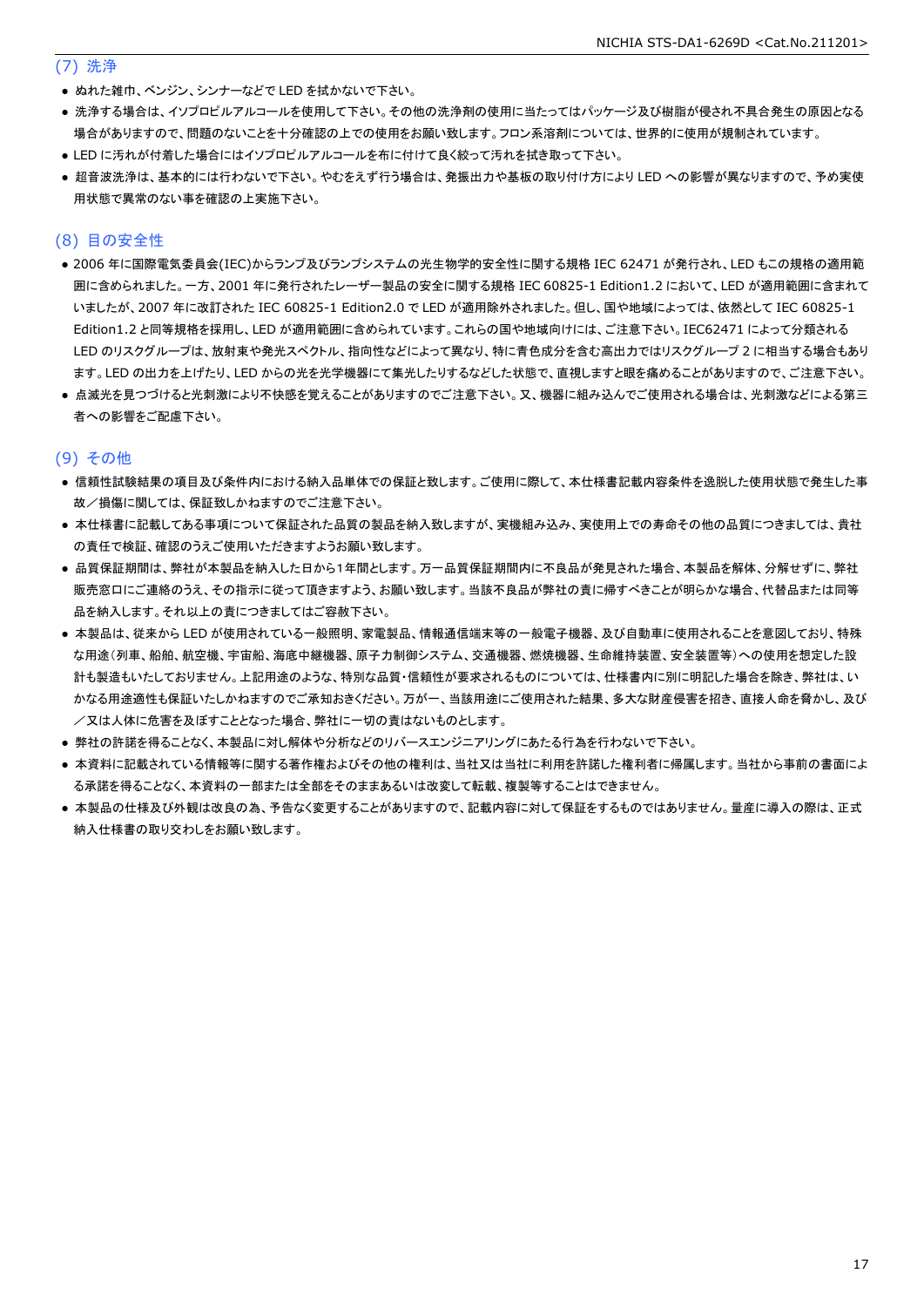## (7) 洗浄

- ぬれた雑巾、ベンジン、シンナーなどで LED を拭かないで下さい。
- 洗浄する場合は、イソプロピルアルコールを使用して下さい。その他の洗浄剤の使用に当たってはパッケージ及び樹脂が侵され不具合発生の原因となる場合がありますので、問題のないことを十分確認の上での使用をお願い致します。フロン系溶剤については、世界的に使用が規制されています。
- LED に汚れが付着した場合にはイソプロピルアルコールを布に付けて良く絞って汚れを拭き取って下さい。
- 超音波洗浄は、基本的には行わないで下さい。やむをえず行う場合は、発振出力や基板の取り付け方により LED への影響が異なりますので、予め実使用状態で異常のない事を確認の上実施下さい。

## (8) 目の安全性

- 2006 年に国際電気委員会(IEC)からランプ及びランプシステムの光生物学的安全性に関する規格 IEC 62471 が発行され、LED もこの規格の適用範囲に含められました。一方、2001 年に発行されたレーザー製品の安全に関する規格 IEC 60825-1 Edition1.2 において、LED が適用範囲に含まれていましたが、2007 年に改訂された IEC 60825-1 Edition2.0 で LED が適用除外されました。但し、国や地域によっては、依然として IEC 60825-1 Edition1.2 と同等規格を採用し、LED が適用範囲に含められています。これらの国や地域向けには、ご注意下さい。IEC62471 によって分類される LED のリスクグループは、放射束や発光スペクトル、指向性などによって異なり、特に青色成分を含む高出力ではリスクグループ 2 に相当する場合もあります。LED の出力を上げたり、LED からの光を光学機器にて集光したりするなどした状態で、直視しますと眼を痛めることがありますので、ご注意下さい。
- 点滅光を見つづけると光刺激により不快感を覚えることがありますのでご注意下さい。又、機器に組み込んでご使用される場合は、光刺激などによる第三者への影響をご配慮下さい。

## (9) その他

- 信頼性試験結果の項目及び条件内における納入品単体での保証と致します。ご使用に際して、本仕様書記載内容条件を逸脱した使用状態で発生した事故／損傷に関しては、保証致しかねますのでご注意下さい。
- 本仕様書に記載してある事項について保証された品質の製品を納入致しますが、実機組み込み、実使用上での寿命その他の品質につきましては、貴社の責任で検証、確認のうえご使用いただきますようお願い致します。
- 品質保証期間は、弊社が本製品を納入した日から1年間とします。万一品質保証期間内に不良品が発見された場合、本製品を解体、分解せずに、弊社販売窓口にご連絡のうえ、その指示に従って頂きますよう、お願い致します。当該不良品が弊社の責に帰すべきことが明らかな場合、代替品または同等品を納入します。それ以上の責につきましてはご容赦下さい。
- 本製品は、従来から LED が使用されている一般照明、家電製品、情報通信端末等の一般電子機器、及び自動車に使用されることを意図しており、特殊な用途(列車、船舶、航空機、宇宙船、海底中継機器、原子力制御システム、交通機器、燃焼機器、生命維持装置、安全装置等)への使用を想定した設計も製造もいたしておりません。上記用途のような、特別な品質・信頼性が要求されるものについては、仕様書内に別に明記した場合を除き、弊社は、いかなる用途適性も保証いたしかねますのでご承知おきください。万が一、当該用途にご使用された結果、多大な財産侵害を招き、直接人命を脅かし、及び／又は人体に危害を及ぼすこととなった場合、弊社に一切の責はないものとします。
- 弊社の許諾を得ることなく、本製品に対し解体や分析などのリバースエンジニアリングにあたる行為を行わないで下さい。
- 本資料に記載されている情報等に関する著作権およびその他の権利は、当社又は当社に利用を許諾した権利者に帰属します。当社から事前の書面による承諾を得ることなく、本資料の一部または全部をそのままあるいは改変して転載、複製等することはできません。
- 本製品の仕様及び外観は改良の為、予告なく変更することがありますので、記載内容に対して保証をするものではありません。量産に導入の際は、正式納入仕様書の取り交わしをお願い致します。